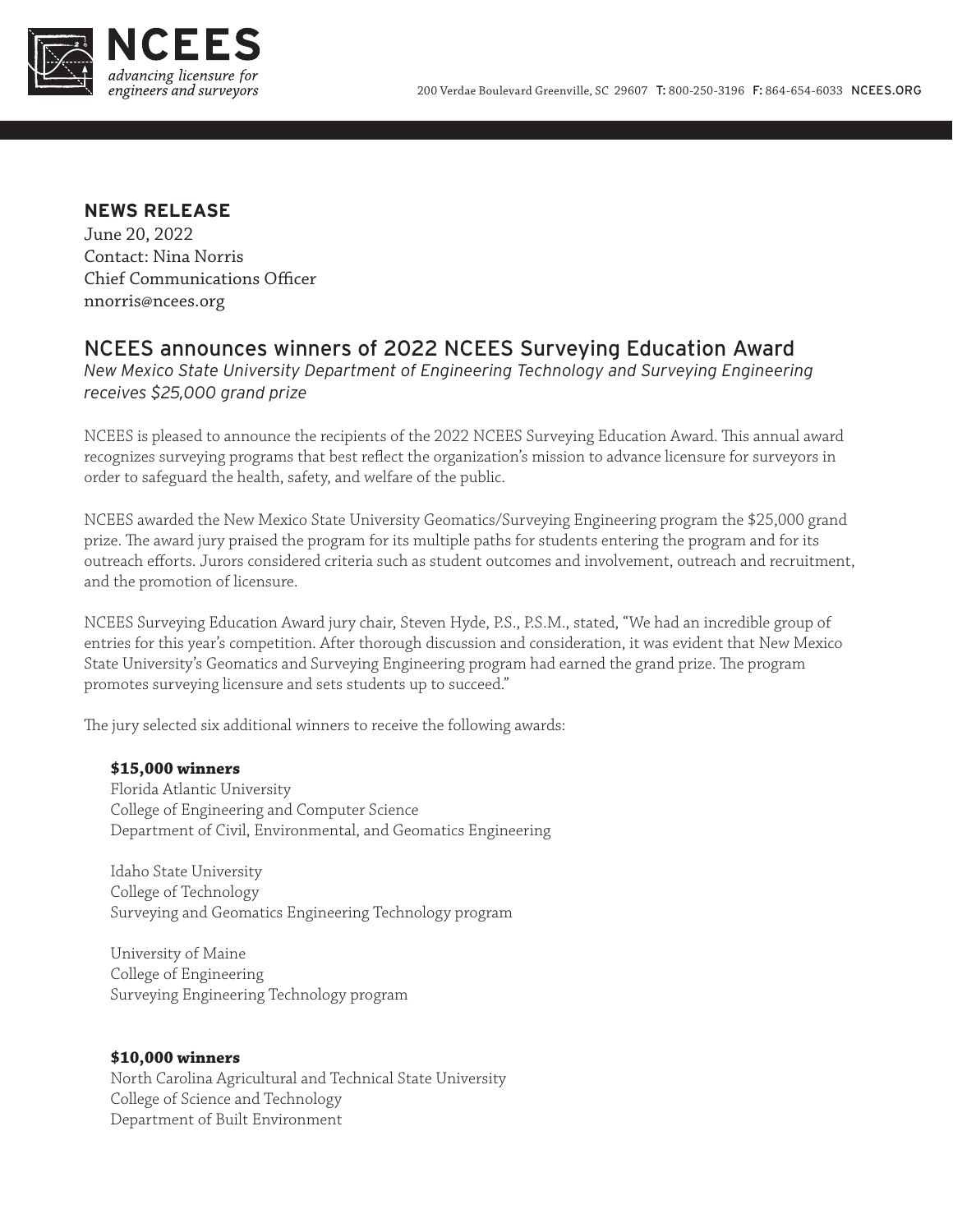NCEES
*advancing licensure for engineers and surveyors*

200 Verdae Boulevard Greenville, SC 29607 T: 800-250-3196 F: 864-654-6033 NCEES.ORG

**NEWS RELEASE**
June 20, 2022
Contact: Nina Norris
Chief Communications Officer
nnorris@ncees.org

# NCEES announces winners of 2022 NCEES Surveying Education Award

*New Mexico State University Department of Engineering Technology and Surveying Engineering receives $25,000 grand prize*

NCEES is pleased to announce the recipients of the 2022 NCEES Surveying Education Award. This annual award recognizes surveying programs that best reflect the organization's mission to advance licensure for surveyors in order to safeguard the health, safety, and welfare of the public.

NCEES awarded the New Mexico State University Geomatics/Surveying Engineering program the $25,000 grand prize. The award jury praised the program for its multiple paths for students entering the program and for its outreach efforts. Jurors considered criteria such as student outcomes and involvement, outreach and recruitment, and the promotion of licensure.

NCEES Surveying Education Award jury chair, Steven Hyde, P.S., P.S.M., stated, "We had an incredible group of entries for this year's competition. After thorough discussion and consideration, it was evident that New Mexico State University's Geomatics and Surveying Engineering program had earned the grand prize. The program promotes surveying licensure and sets students up to succeed."

The jury selected six additional winners to receive the following awards:

**$15,000 winners**

Florida Atlantic University
College of Engineering and Computer Science
Department of Civil, Environmental, and Geomatics Engineering

Idaho State University
College of Technology
Surveying and Geomatics Engineering Technology program

University of Maine
College of Engineering
Surveying Engineering Technology program

**$10,000 winners**

North Carolina Agricultural and Technical State University
College of Science and Technology
Department of Built Environment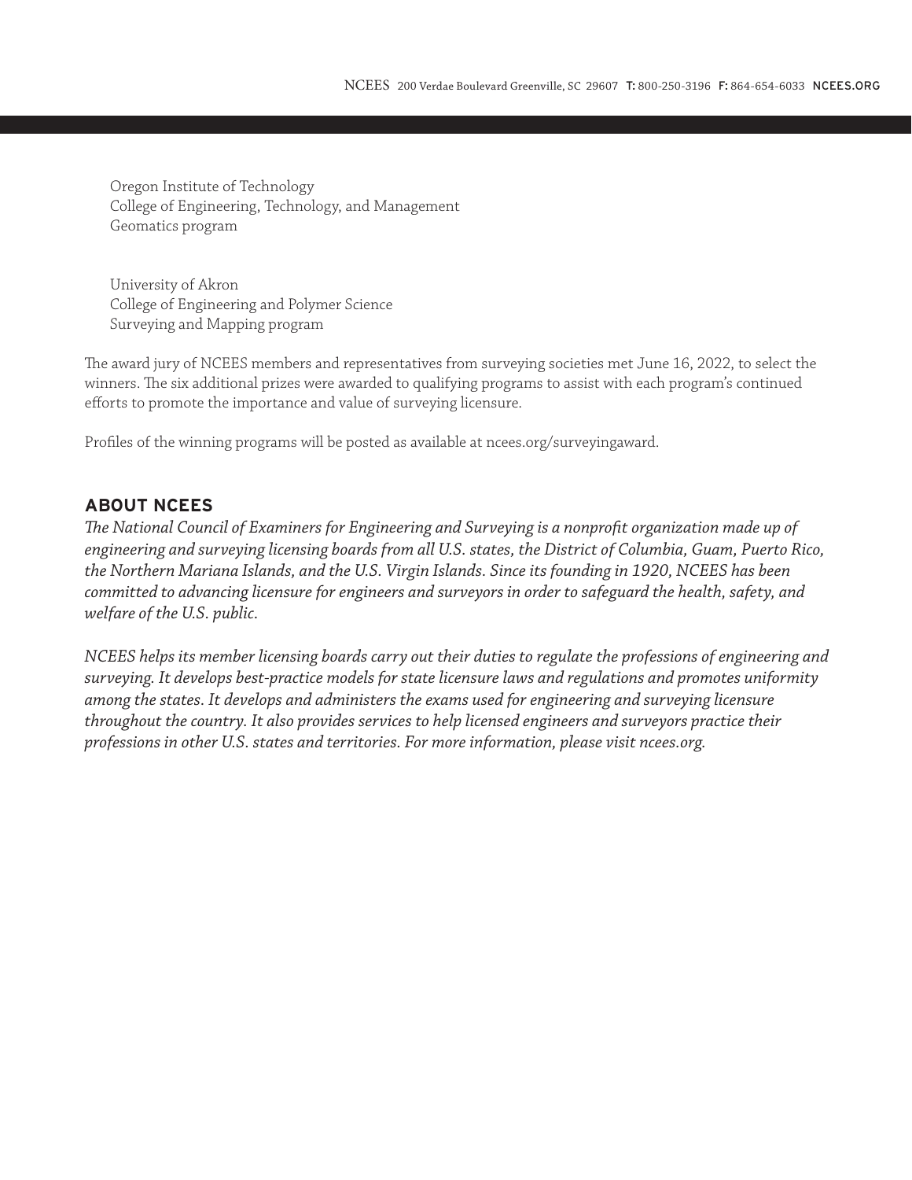Oregon Institute of Technology
College of Engineering, Technology, and Management
Geomatics program

University of Akron
College of Engineering and Polymer Science
Surveying and Mapping program

The award jury of NCEES members and representatives from surveying societies met June 16, 2022, to select the winners. The six additional prizes were awarded to qualifying programs to assist with each program's continued efforts to promote the importance and value of surveying licensure.

Profiles of the winning programs will be posted as available at ncees.org/surveyingaward.

## ABOUT NCEES

*The National Council of Examiners for Engineering and Surveying is a nonprofit organization made up of engineering and surveying licensing boards from all U.S. states, the District of Columbia, Guam, Puerto Rico, the Northern Mariana Islands, and the U.S. Virgin Islands. Since its founding in 1920, NCEES has been committed to advancing licensure for engineers and surveyors in order to safeguard the health, safety, and welfare of the U.S. public.*

*NCEES helps its member licensing boards carry out their duties to regulate the professions of engineering and surveying. It develops best-practice models for state licensure laws and regulations and promotes uniformity among the states. It develops and administers the exams used for engineering and surveying licensure throughout the country. It also provides services to help licensed engineers and surveyors practice their professions in other U.S. states and territories. For more information, please visit ncees.org.*